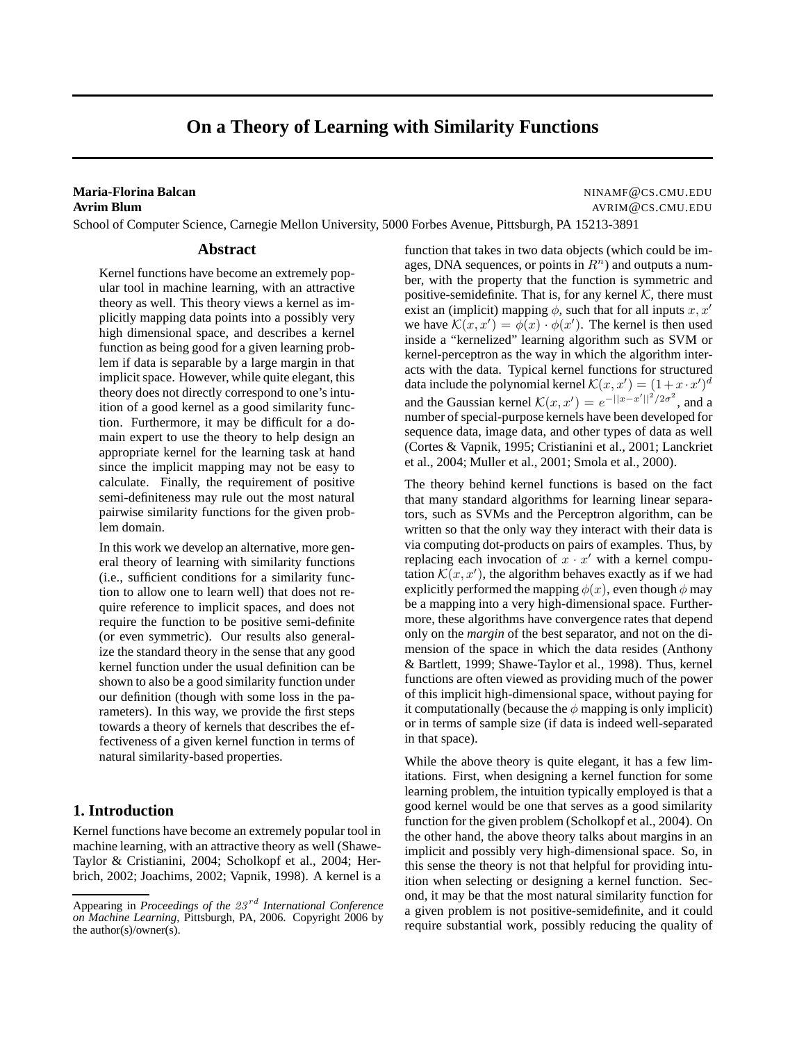# On a Theory of Learning with Similarity Functions

**Maria-Florina Balcan** NINAMF@CS.CMU.EDU
**Avrim Blum** AVRIM@CS.CMU.EDU
School of Computer Science, Carnegie Mellon University, 5000 Forbes Avenue, Pittsburgh, PA 15213-3891

## Abstract

Kernel functions have become an extremely popular tool in machine learning, with an attractive theory as well. This theory views a kernel as implicitly mapping data points into a possibly very high dimensional space, and describes a kernel function as being good for a given learning problem if data is separable by a large margin in that implicit space. However, while quite elegant, this theory does not directly correspond to one's intuition of a good kernel as a good similarity function. Furthermore, it may be difficult for a domain expert to use the theory to help design an appropriate kernel for the learning task at hand since the implicit mapping may not be easy to calculate. Finally, the requirement of positive semi-definiteness may rule out the most natural pairwise similarity functions for the given problem domain.

In this work we develop an alternative, more general theory of learning with similarity functions (i.e., sufficient conditions for a similarity function to allow one to learn well) that does not require reference to implicit spaces, and does not require the function to be positive semi-definite (or even symmetric). Our results also generalize the standard theory in the sense that any good kernel function under the usual definition can be shown to also be a good similarity function under our definition (though with some loss in the parameters). In this way, we provide the first steps towards a theory of kernels that describes the effectiveness of a given kernel function in terms of natural similarity-based properties.

## 1. Introduction

Kernel functions have become an extremely popular tool in machine learning, with an attractive theory as well (Shawe-Taylor & Cristianini, 2004; Scholkopf et al., 2004; Herbrich, 2002; Joachims, 2002; Vapnik, 1998). A kernel is a function that takes in two data objects (which could be images, DNA sequences, or points in $R^n$) and outputs a number, with the property that the function is symmetric and positive-semidefinite. That is, for any kernel $\mathcal{K}$, there must exist an (implicit) mapping $\phi$, such that for all inputs $x, x'$ we have $\mathcal{K}(x, x') = \phi(x) \cdot \phi(x')$. The kernel is then used inside a "kernelized" learning algorithm such as SVM or kernel-perceptron as the way in which the algorithm interacts with the data. Typical kernel functions for structured data include the polynomial kernel $\mathcal{K}(x, x') = (1 + x \cdot x')^d$ and the Gaussian kernel $\mathcal{K}(x, x') = e^{-||x-x'||^2/2\sigma^2}$, and a number of special-purpose kernels have been developed for sequence data, image data, and other types of data as well (Cortes & Vapnik, 1995; Cristianini et al., 2001; Lanckriet et al., 2004; Muller et al., 2001; Smola et al., 2000).

The theory behind kernel functions is based on the fact that many standard algorithms for learning linear separators, such as SVMs and the Perceptron algorithm, can be written so that the only way they interact with their data is via computing dot-products on pairs of examples. Thus, by replacing each invocation of $x \cdot x'$ with a kernel computation $\mathcal{K}(x, x')$, the algorithm behaves exactly as if we had explicitly performed the mapping $\phi(x)$, even though $\phi$ may be a mapping into a very high-dimensional space. Furthermore, these algorithms have convergence rates that depend only on the *margin* of the best separator, and not on the dimension of the space in which the data resides (Anthony & Bartlett, 1999; Shawe-Taylor et al., 1998). Thus, kernel functions are often viewed as providing much of the power of this implicit high-dimensional space, without paying for it computationally (because the $\phi$ mapping is only implicit) or in terms of sample size (if data is indeed well-separated in that space).

While the above theory is quite elegant, it has a few limitations. First, when designing a kernel function for some learning problem, the intuition typically employed is that a good kernel would be one that serves as a good similarity function for the given problem (Scholkopf et al., 2004). On the other hand, the above theory talks about margins in an implicit and possibly very high-dimensional space. So, in this sense the theory is not that helpful for providing intuition when selecting or designing a kernel function. Second, it may be that the most natural similarity function for a given problem is not positive-semidefinite, and it could require substantial work, possibly reducing the quality of

Appearing in *Proceedings of the $23^{rd}$ International Conference on Machine Learning*, Pittsburgh, PA, 2006. Copyright 2006 by the author(s)/owner(s).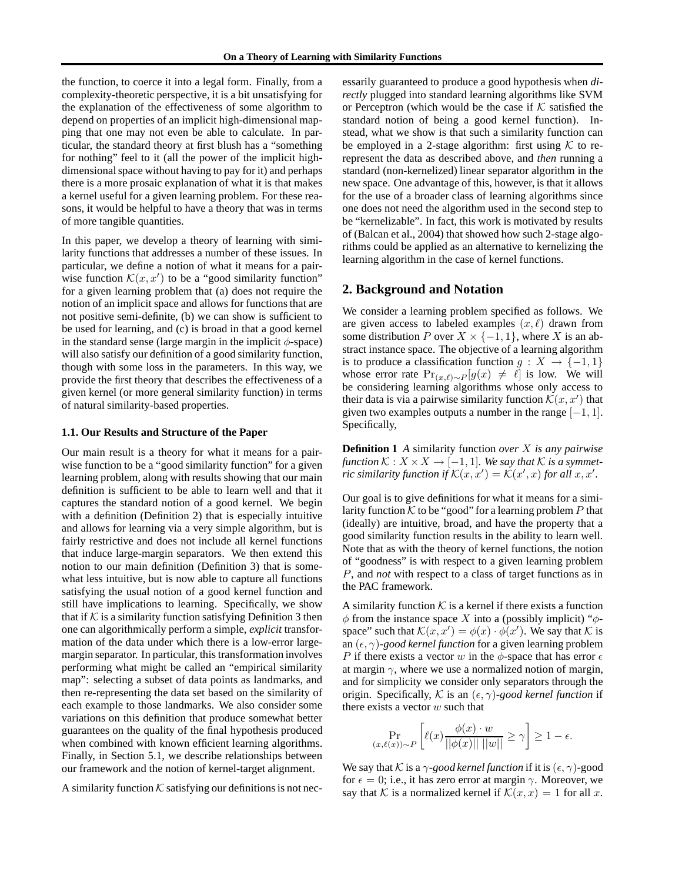the function, to coerce it into a legal form. Finally, from a complexity-theoretic perspective, it is a bit unsatisfying for the explanation of the effectiveness of some algorithm to depend on properties of an implicit high-dimensional mapping that one may not even be able to calculate. In particular, the standard theory at first blush has a "something for nothing" feel to it (all the power of the implicit high-dimensional space without having to pay for it) and perhaps there is a more prosaic explanation of what it is that makes a kernel useful for a given learning problem. For these reasons, it would be helpful to have a theory that was in terms of more tangible quantities.

In this paper, we develop a theory of learning with similarity functions that addresses a number of these issues. In particular, we define a notion of what it means for a pairwise function $\mathcal{K}(x, x')$ to be a "good similarity function" for a given learning problem that (a) does not require the notion of an implicit space and allows for functions that are not positive semi-definite, (b) we can show is sufficient to be used for learning, and (c) is broad in that a good kernel in the standard sense (large margin in the implicit $\phi$-space) will also satisfy our definition of a good similarity function, though with some loss in the parameters. In this way, we provide the first theory that describes the effectiveness of a given kernel (or more general similarity function) in terms of natural similarity-based properties.

### 1.1. Our Results and Structure of the Paper

Our main result is a theory for what it means for a pairwise function to be a "good similarity function" for a given learning problem, along with results showing that our main definition is sufficient to be able to learn well and that it captures the standard notion of a good kernel. We begin with a definition (Definition 2) that is especially intuitive and allows for learning via a very simple algorithm, but is fairly restrictive and does not include all kernel functions that induce large-margin separators. We then extend this notion to our main definition (Definition 3) that is somewhat less intuitive, but is now able to capture all functions satisfying the usual notion of a good kernel function and still have implications to learning. Specifically, we show that if $\mathcal{K}$ is a similarity function satisfying Definition 3 then one can algorithmically perform a simple, *explicit* transformation of the data under which there is a low-error large-margin separator. In particular, this transformation involves performing what might be called an "empirical similarity map": selecting a subset of data points as landmarks, and then re-representing the data set based on the similarity of each example to those landmarks. We also consider some variations on this definition that produce somewhat better guarantees on the quality of the final hypothesis produced when combined with known efficient learning algorithms. Finally, in Section 5.1, we describe relationships between our framework and the notion of kernel-target alignment.

A similarity function $\mathcal{K}$ satisfying our definitions is not necessarily guaranteed to produce a good hypothesis when *directly* plugged into standard learning algorithms like SVM or Perceptron (which would be the case if $\mathcal{K}$ satisfied the standard notion of being a good kernel function). Instead, what we show is that such a similarity function can be employed in a 2-stage algorithm: first using $\mathcal{K}$ to re-represent the data as described above, and *then* running a standard (non-kernelized) linear separator algorithm in the new space. One advantage of this, however, is that it allows for the use of a broader class of learning algorithms since one does not need the algorithm used in the second step to be "kernelizable". In fact, this work is motivated by results of (Balcan et al., 2004) that showed how such 2-stage algorithms could be applied as an alternative to kernelizing the learning algorithm in the case of kernel functions.

## 2. Background and Notation

We consider a learning problem specified as follows. We are given access to labeled examples $(x, \ell)$ drawn from some distribution $P$ over $X \times \{-1, 1\}$, where $X$ is an abstract instance space. The objective of a learning algorithm is to produce a classification function $g : X \to \{-1, 1\}$ whose error rate $\Pr_{(x,\ell)\sim P}[g(x) \neq \ell]$ is low. We will be considering learning algorithms whose only access to their data is via a pairwise similarity function $\mathcal{K}(x, x')$ that given two examples outputs a number in the range $[-1, 1]$. Specifically,

**Definition 1** *A* similarity function *over $X$ is any pairwise function $\mathcal{K} : X \times X \to [-1, 1]$. We say that $\mathcal{K}$ is a symmetric similarity function if $\mathcal{K}(x, x') = \mathcal{K}(x', x)$ for all $x, x'$.*

Our goal is to give definitions for what it means for a similarity function $\mathcal{K}$ to be "good" for a learning problem $P$ that (ideally) are intuitive, broad, and have the property that a good similarity function results in the ability to learn well. Note that as with the theory of kernel functions, the notion of "goodness" is with respect to a given learning problem $P$, and *not* with respect to a class of target functions as in the PAC framework.

A similarity function $\mathcal{K}$ is a kernel if there exists a function $\phi$ from the instance space $X$ into a (possibly implicit) "$\phi$-space" such that $\mathcal{K}(x, x') = \phi(x) \cdot \phi(x')$. We say that $\mathcal{K}$ is an $(\epsilon, \gamma)$-*good kernel function* for a given learning problem $P$ if there exists a vector $w$ in the $\phi$-space that has error $\epsilon$ at margin $\gamma$, where we use a normalized notion of margin, and for simplicity we consider only separators through the origin. Specifically, $\mathcal{K}$ is an $(\epsilon, \gamma)$-*good kernel function* if there exists a vector $w$ such that

$$\Pr_{(x,\ell(x))\sim P}\left[\ell(x)\frac{\phi(x) \cdot w}{||\phi(x)||\ ||w||} \geq \gamma\right] \geq 1 - \epsilon.$$

We say that $\mathcal{K}$ is a $\gamma$-*good kernel function* if it is $(\epsilon, \gamma)$-good for $\epsilon = 0$; i.e., it has zero error at margin $\gamma$. Moreover, we say that $\mathcal{K}$ is a normalized kernel if $\mathcal{K}(x, x) = 1$ for all $x$.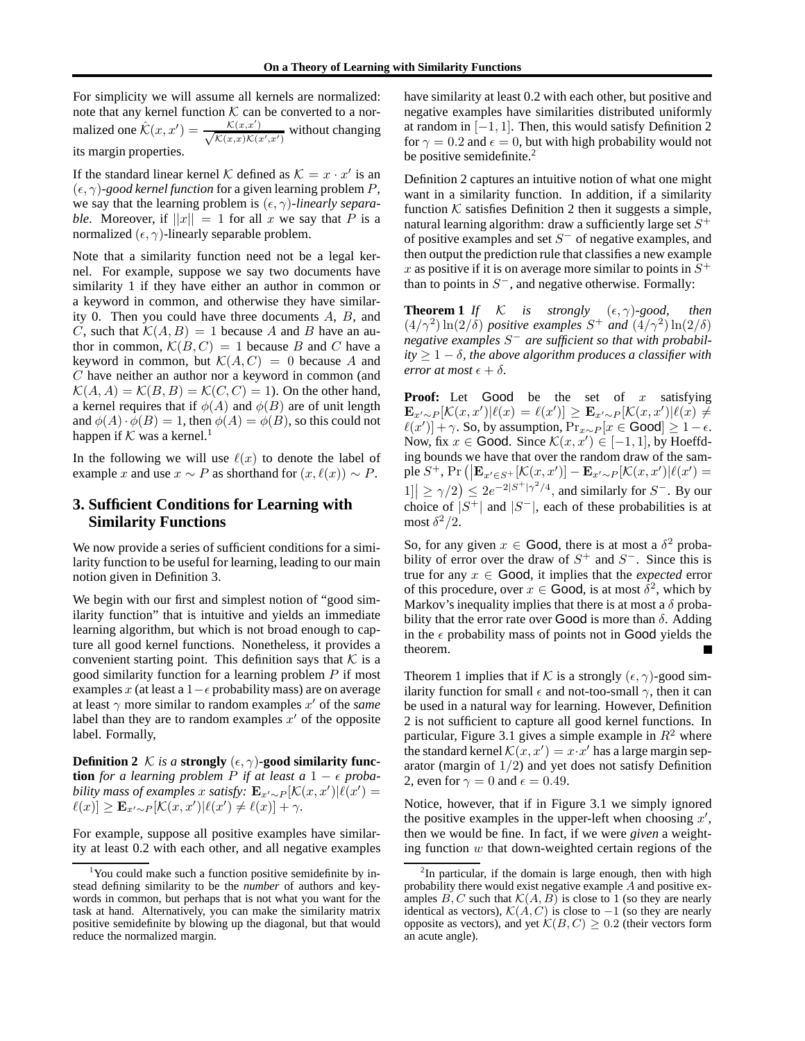For simplicity we will assume all kernels are normalized: note that any kernel function $\mathcal{K}$ can be converted to a normalized one $\hat{\mathcal{K}}(x, x') = \frac{\mathcal{K}(x,x')}{\sqrt{\mathcal{K}(x,x)\mathcal{K}(x',x')}}$ without changing its margin properties.

If the standard linear kernel $\mathcal{K}$ defined as $\mathcal{K} = x \cdot x'$ is an $(\epsilon, \gamma)$-*good kernel function* for a given learning problem $P$, we say that the learning problem is $(\epsilon, \gamma)$-*linearly separable*. Moreover, if $||x|| = 1$ for all $x$ we say that $P$ is a normalized $(\epsilon, \gamma)$-linearly separable problem.

Note that a similarity function need not be a legal kernel. For example, suppose we say two documents have similarity 1 if they have either an author in common or a keyword in common, and otherwise they have similarity 0. Then you could have three documents $A$, $B$, and $C$, such that $\mathcal{K}(A, B) = 1$ because $A$ and $B$ have an author in common, $\mathcal{K}(B, C) = 1$ because $B$ and $C$ have a keyword in common, but $\mathcal{K}(A, C) = 0$ because $A$ and $C$ have neither an author nor a keyword in common (and $\mathcal{K}(A, A) = \mathcal{K}(B, B) = \mathcal{K}(C, C) = 1$). On the other hand, a kernel requires that if $\phi(A)$ and $\phi(B)$ are of unit length and $\phi(A) \cdot \phi(B) = 1$, then $\phi(A) = \phi(B)$, so this could not happen if $\mathcal{K}$ was a kernel.[1]

In the following we will use $\ell(x)$ to denote the label of example $x$ and use $x \sim P$ as shorthand for $(x, \ell(x)) \sim P$.

## 3. Sufficient Conditions for Learning with Similarity Functions

We now provide a series of sufficient conditions for a similarity function to be useful for learning, leading to our main notion given in Definition 3.

We begin with our first and simplest notion of "good similarity function" that is intuitive and yields an immediate learning algorithm, but which is not broad enough to capture all good kernel functions. Nonetheless, it provides a convenient starting point. This definition says that $\mathcal{K}$ is a good similarity function for a learning problem $P$ if most examples $x$ (at least a $1-\epsilon$ probability mass) are on average at least $\gamma$ more similar to random examples $x'$ of the *same* label than they are to random examples $x'$ of the opposite label. Formally,

**Definition 2** *$\mathcal{K}$ is a* **strongly** $(\epsilon, \gamma)$**-good similarity function** *for a learning problem $P$ if at least a $1 - \epsilon$ probability mass of examples $x$ satisfy: $\mathbf{E}_{x' \sim P}[\mathcal{K}(x, x')|\ell(x') = \ell(x)] \geq \mathbf{E}_{x' \sim P}[\mathcal{K}(x, x')|\ell(x') \neq \ell(x)] + \gamma$.*

For example, suppose all positive examples have similarity at least 0.2 with each other, and all negative examples have similarity at least 0.2 with each other, but positive and negative examples have similarities distributed uniformly at random in $[-1, 1]$. Then, this would satisfy Definition 2 for $\gamma = 0.2$ and $\epsilon = 0$, but with high probability would not be positive semidefinite.[2]

Definition 2 captures an intuitive notion of what one might want in a similarity function. In addition, if a similarity function $\mathcal{K}$ satisfies Definition 2 then it suggests a simple, natural learning algorithm: draw a sufficiently large set $S^+$ of positive examples and set $S^-$ of negative examples, and then output the prediction rule that classifies a new example $x$ as positive if it is on average more similar to points in $S^+$ than to points in $S^-$, and negative otherwise. Formally:

**Theorem 1** *If $\mathcal{K}$ is strongly $(\epsilon, \gamma)$-good, then $(4/\gamma^2)\ln(2/\delta)$ positive examples $S^+$ and $(4/\gamma^2)\ln(2/\delta)$ negative examples $S^-$ are sufficient so that with probability $\geq 1 - \delta$, the above algorithm produces a classifier with error at most $\epsilon + \delta$.*

**Proof:** Let Good be the set of $x$ satisfying $\mathbf{E}_{x' \sim P}[\mathcal{K}(x, x')|\ell(x) = \ell(x')] \geq \mathbf{E}_{x' \sim P}[\mathcal{K}(x, x')|\ell(x) \neq \ell(x')] + \gamma$. So, by assumption, $\Pr_{x \sim P}[x \in \text{Good}] \geq 1 - \epsilon$. Now, fix $x \in \text{Good}$. Since $\mathcal{K}(x, x') \in [-1, 1]$, by Hoeffding bounds we have that over the random draw of the sample $S^+$, $\Pr\left(\left|\mathbf{E}_{x' \in S^+}[\mathcal{K}(x, x')] - \mathbf{E}_{x' \sim P}[\mathcal{K}(x, x')|\ell(x') = 1]\right| \geq \gamma/2\right) \leq 2e^{-2|S^+|\gamma^2/4}$, and similarly for $S^-$. By our choice of $|S^+|$ and $|S^-|$, each of these probabilities is at most $\delta^2/2$.

So, for any given $x \in \text{Good}$, there is at most a $\delta^2$ probability of error over the draw of $S^+$ and $S^-$. Since this is true for any $x \in \text{Good}$, it implies that the *expected* error of this procedure, over $x \in \text{Good}$, is at most $\delta^2$, which by Markov's inequality implies that there is at most a $\delta$ probability that the error rate over Good is more than $\delta$. Adding in the $\epsilon$ probability mass of points not in Good yields the theorem. ∎

Theorem 1 implies that if $\mathcal{K}$ is a strongly $(\epsilon, \gamma)$-good similarity function for small $\epsilon$ and not-too-small $\gamma$, then it can be used in a natural way for learning. However, Definition 2 is not sufficient to capture all good kernel functions. In particular, Figure 3.1 gives a simple example in $R^2$ where the standard kernel $\mathcal{K}(x, x') = x \cdot x'$ has a large margin separator (margin of $1/2$) and yet does not satisfy Definition 2, even for $\gamma = 0$ and $\epsilon = 0.49$.

Notice, however, that if in Figure 3.1 we simply ignored the positive examples in the upper-left when choosing $x'$, then we would be fine. In fact, if we were *given* a weighting function $w$ that down-weighted certain regions of the

[1] You could make such a function positive semidefinite by instead defining similarity to be the *number* of authors and keywords in common, but perhaps that is not what you want for the task at hand. Alternatively, you can make the similarity matrix positive semidefinite by blowing up the diagonal, but that would reduce the normalized margin.

[2] In particular, if the domain is large enough, then with high probability there would exist negative example $A$ and positive examples $B, C$ such that $\mathcal{K}(A, B)$ is close to 1 (so they are nearly identical as vectors), $\mathcal{K}(A, C)$ is close to $-1$ (so they are nearly opposite as vectors), and yet $\mathcal{K}(B, C) \geq 0.2$ (their vectors form an acute angle).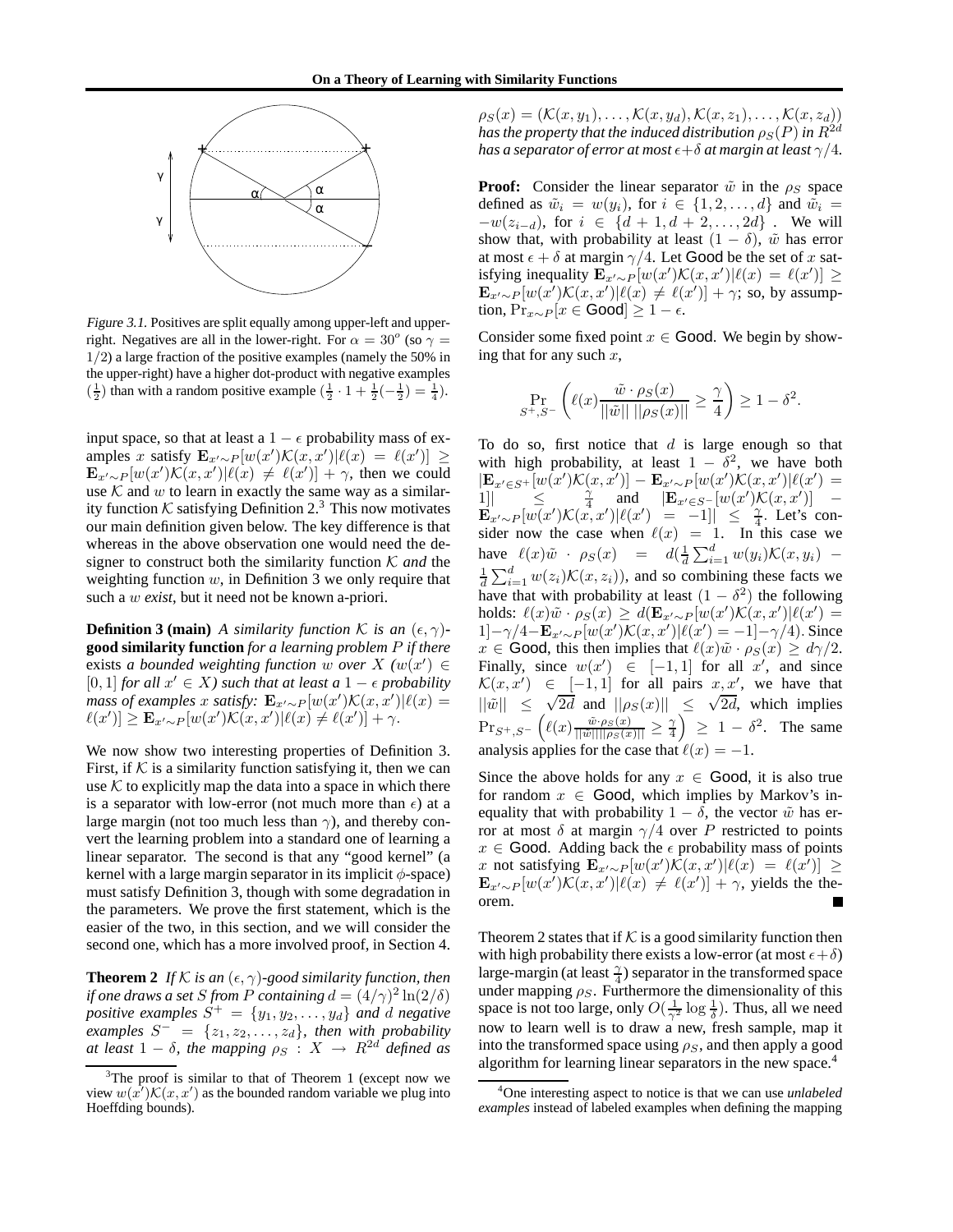*Figure 3.1.* Positives are split equally among upper-left and upper-right. Negatives are all in the lower-right. For $\alpha = 30^o$ (so $\gamma = 1/2$) a large fraction of the positive examples (namely the 50% in the upper-right) have a higher dot-product with negative examples ($\frac{1}{2}$) than with a random positive example ($\frac{1}{2} \cdot 1 + \frac{1}{2}(-\frac{1}{2}) = \frac{1}{4}$).

input space, so that at least a $1-\epsilon$ probability mass of examples $x$ satisfy $\mathbf{E}_{x' \sim P}[w(x')\mathcal{K}(x,x')|\ell(x) = \ell(x')] \geq \mathbf{E}_{x' \sim P}[w(x')\mathcal{K}(x,x')|\ell(x) \neq \ell(x')] + \gamma$, then we could use $\mathcal{K}$ and $w$ to learn in exactly the same way as a similarity function $\mathcal{K}$ satisfying Definition 2.[3] This now motivates our main definition given below. The key difference is that whereas in the above observation one would need the designer to construct both the similarity function $\mathcal{K}$ *and* the weighting function $w$, in Definition 3 we only require that such a $w$ *exist*, but it need not be known a-priori.

**Definition 3 (main)** *A similarity function $\mathcal{K}$ is an $(\epsilon,\gamma)$-***good similarity function** *for a learning problem $P$ if there exists a bounded weighting function $w$ over $X$ ($w(x') \in [0,1]$ for all $x' \in X$) such that at least a $1-\epsilon$ probability mass of examples $x$ satisfy: $\mathbf{E}_{x' \sim P}[w(x')\mathcal{K}(x,x')|\ell(x) = \ell(x')] \geq \mathbf{E}_{x' \sim P}[w(x')\mathcal{K}(x,x')|\ell(x) \neq \ell(x')] + \gamma$.*

We now show two interesting properties of Definition 3. First, if $\mathcal{K}$ is a similarity function satisfying it, then we can use $\mathcal{K}$ to explicitly map the data into a space in which there is a separator with low-error (not much more than $\epsilon$) at a large margin (not too much less than $\gamma$), and thereby convert the learning problem into a standard one of learning a linear separator. The second is that any "good kernel" (a kernel with a large margin separator in its implicit $\phi$-space) must satisfy Definition 3, though with some degradation in the parameters. We prove the first statement, which is the easier of the two, in this section, and we will consider the second one, which has a more involved proof, in Section 4.

**Theorem 2** *If $\mathcal{K}$ is an $(\epsilon,\gamma)$-good similarity function, then if one draws a set $S$ from $P$ containing $d = (4/\gamma)^2 \ln(2/\delta)$ positive examples $S^+ = \{y_1, y_2, \ldots, y_d\}$ and $d$ negative examples $S^- = \{z_1, z_2, \ldots, z_d\}$, then with probability at least $1-\delta$, the mapping $\rho_S : X \rightarrow R^{2d}$ defined as $\rho_S(x) = (\mathcal{K}(x,y_1), \ldots, \mathcal{K}(x,y_d), \mathcal{K}(x,z_1), \ldots, \mathcal{K}(x,z_d))$ has the property that the induced distribution $\rho_S(P)$ in $R^{2d}$ has a separator of error at most $\epsilon+\delta$ at margin at least $\gamma/4$.*

**Proof:** Consider the linear separator $\tilde{w}$ in the $\rho_S$ space defined as $\tilde{w}_i = w(y_i)$, for $i \in \{1,2,\ldots,d\}$ and $\tilde{w}_i = -w(z_{i-d})$, for $i \in \{d+1, d+2, \ldots, 2d\}$. We will show that, with probability at least $(1-\delta)$, $\tilde{w}$ has error at most $\epsilon+\delta$ at margin $\gamma/4$. Let Good be the set of $x$ satisfying inequality $\mathbf{E}_{x' \sim P}[w(x')\mathcal{K}(x,x')|\ell(x) = \ell(x')] \geq \mathbf{E}_{x' \sim P}[w(x')\mathcal{K}(x,x')|\ell(x) \neq \ell(x')] + \gamma$; so, by assumption, $\Pr_{x \sim P}[x \in \text{Good}] \geq 1-\epsilon$.

Consider some fixed point $x \in$ Good. We begin by showing that for any such $x$,

$$\Pr_{S^+,S^-}\left(\ell(x)\frac{\tilde{w} \cdot \rho_S(x)}{||\tilde{w}||\ ||\rho_S(x)||} \geq \frac{\gamma}{4}\right) \geq 1-\delta^2.$$

To do so, first notice that $d$ is large enough so that with high probability, at least $1-\delta^2$, we have both $|\mathbf{E}_{x' \in S^+}[w(x')\mathcal{K}(x,x')] - \mathbf{E}_{x' \sim P}[w(x')\mathcal{K}(x,x')|\ell(x') = 1]| \leq \frac{\gamma}{4}$ and $|\mathbf{E}_{x' \in S^-}[w(x')\mathcal{K}(x,x')] - \mathbf{E}_{x' \sim P}[w(x')\mathcal{K}(x,x')|\ell(x') = -1]| \leq \frac{\gamma}{4}$. Let's consider now the case when $\ell(x) = 1$. In this case we have $\ell(x)\tilde{w} \cdot \rho_S(x) = d(\frac{1}{d}\sum_{i=1}^{d} w(y_i)\mathcal{K}(x,y_i) - \frac{1}{d}\sum_{i=1}^{d} w(z_i)\mathcal{K}(x,z_i))$, and so combining these facts we have that with probability at least $(1-\delta^2)$ the following holds: $\ell(x)\tilde{w} \cdot \rho_S(x) \geq d(\mathbf{E}_{x' \sim P}[w(x')\mathcal{K}(x,x')|\ell(x') = 1] - \gamma/4 - \mathbf{E}_{x' \sim P}[w(x')\mathcal{K}(x,x')|\ell(x') = -1] - \gamma/4)$. Since $x \in$ Good, this then implies that $\ell(x)\tilde{w} \cdot \rho_S(x) \geq d\gamma/2$. Finally, since $w(x') \in [-1,1]$ for all $x'$, and since $\mathcal{K}(x,x') \in [-1,1]$ for all pairs $x, x'$, we have that $||\tilde{w}|| \leq \sqrt{2d}$ and $||\rho_S(x)|| \leq \sqrt{2d}$, which implies $\Pr_{S^+,S^-}\left(\ell(x)\frac{\tilde{w} \cdot \rho_S(x)}{||\tilde{w}||||\rho_S(x)||} \geq \frac{\gamma}{4}\right) \geq 1-\delta^2$. The same analysis applies for the case that $\ell(x) = -1$.

Since the above holds for any $x \in$ Good, it is also true for random $x \in$ Good, which implies by Markov's inequality that with probability $1-\delta$, the vector $\tilde{w}$ has error at most $\delta$ at margin $\gamma/4$ over $P$ restricted to points $x \in$ Good. Adding back the $\epsilon$ probability mass of points $x$ not satisfying $\mathbf{E}_{x' \sim P}[w(x')\mathcal{K}(x,x')|\ell(x) = \ell(x')] \geq \mathbf{E}_{x' \sim P}[w(x')\mathcal{K}(x,x')|\ell(x) \neq \ell(x')] + \gamma$, yields the theorem. ■

Theorem 2 states that if $\mathcal{K}$ is a good similarity function then with high probability there exists a low-error (at most $\epsilon+\delta$) large-margin (at least $\frac{\gamma}{4}$) separator in the transformed space under mapping $\rho_S$. Furthermore the dimensionality of this space is not too large, only $O(\frac{1}{\gamma^2}\log\frac{1}{\delta})$. Thus, all we need now to learn well is to draw a new, fresh sample, map it into the transformed space using $\rho_S$, and then apply a good algorithm for learning linear separators in the new space.[4]

[3] The proof is similar to that of Theorem 1 (except now we view $w(x')\mathcal{K}(x,x')$ as the bounded random variable we plug into Hoeffding bounds).

[4] One interesting aspect to notice is that we can use *unlabeled examples* instead of labeled examples when defining the mapping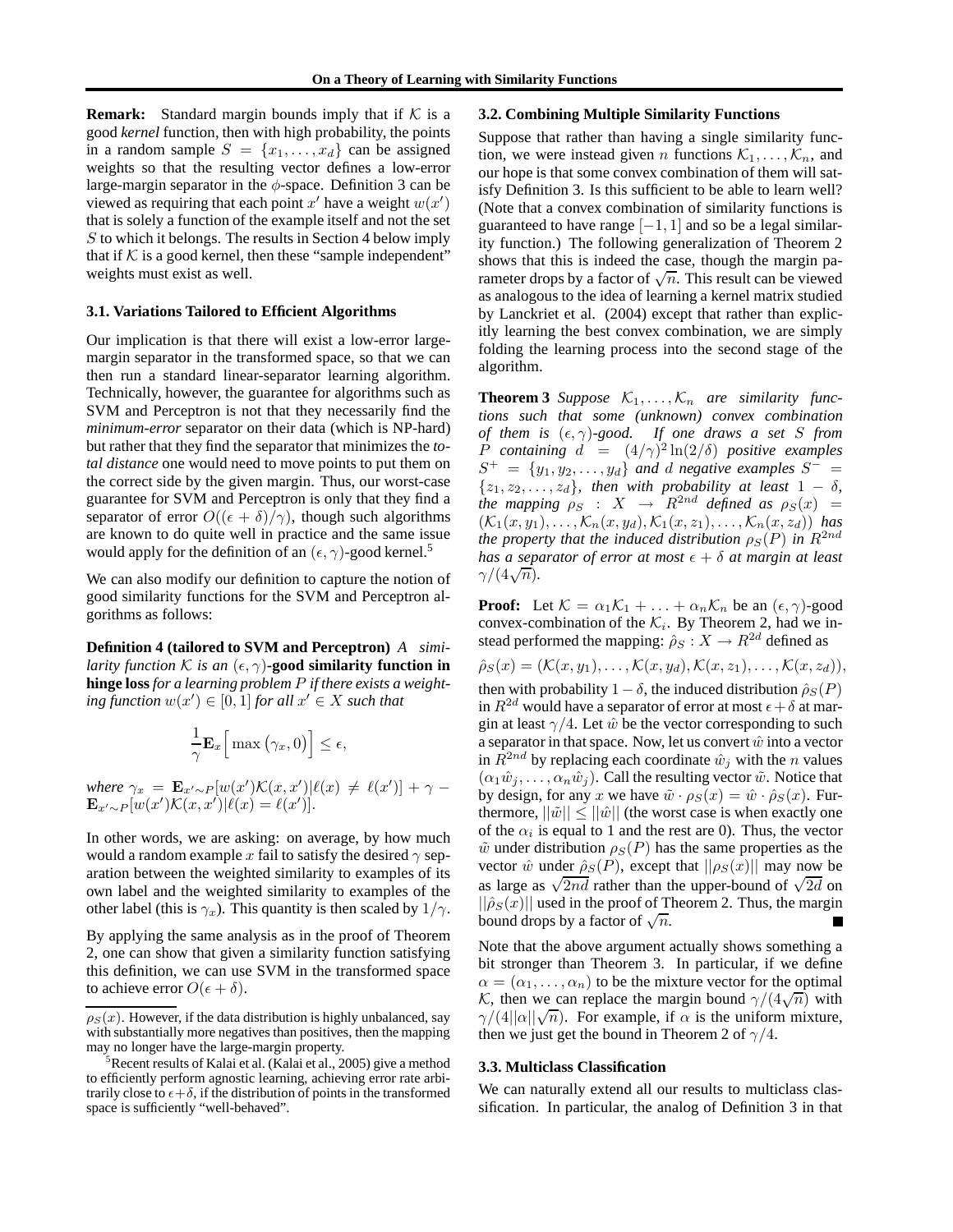**Remark:** Standard margin bounds imply that if $\mathcal{K}$ is a good *kernel* function, then with high probability, the points in a random sample $S = \{x_1, \ldots, x_d\}$ can be assigned weights so that the resulting vector defines a low-error large-margin separator in the $\phi$-space. Definition 3 can be viewed as requiring that each point $x'$ have a weight $w(x')$ that is solely a function of the example itself and not the set $S$ to which it belongs. The results in Section 4 below imply that if $\mathcal{K}$ is a good kernel, then these "sample independent" weights must exist as well.

### 3.1. Variations Tailored to Efficient Algorithms

Our implication is that there will exist a low-error large-margin separator in the transformed space, so that we can then run a standard linear-separator learning algorithm. Technically, however, the guarantee for algorithms such as SVM and Perceptron is not that they necessarily find the *minimum-error* separator on their data (which is NP-hard) but rather that they find the separator that minimizes the *total distance* one would need to move points to put them on the correct side by the given margin. Thus, our worst-case guarantee for SVM and Perceptron is only that they find a separator of error $O((\epsilon + \delta)/\gamma)$, though such algorithms are known to do quite well in practice and the same issue would apply for the definition of an $(\epsilon, \gamma)$-good kernel.[5]

We can also modify our definition to capture the notion of good similarity functions for the SVM and Perceptron algorithms as follows:

**Definition 4 (tailored to SVM and Perceptron)** *A similarity function $\mathcal{K}$ is an $(\epsilon, \gamma)$-**good similarity function in hinge loss** for a learning problem $P$ if there exists a weighting function $w(x') \in [0, 1]$ for all $x' \in X$ such that*

$$\frac{1}{\gamma}\mathbf{E}_x\Big[\max\big(\gamma_x, 0\big)\Big] \leq \epsilon,$$

*where $\gamma_x = \mathbf{E}_{x' \sim P}[w(x')\mathcal{K}(x, x') | \ell(x) \neq \ell(x')] + \gamma - \mathbf{E}_{x' \sim P}[w(x')\mathcal{K}(x, x') | \ell(x) = \ell(x')]$.*

In other words, we are asking: on average, by how much would a random example $x$ fail to satisfy the desired $\gamma$ separation between the weighted similarity to examples of its own label and the weighted similarity to examples of the other label (this is $\gamma_x$). This quantity is then scaled by $1/\gamma$.

By applying the same analysis as in the proof of Theorem 2, one can show that given a similarity function satisfying this definition, we can use SVM in the transformed space to achieve error $O(\epsilon + \delta)$.

$\rho_S(x)$. However, if the data distribution is highly unbalanced, say with substantially more negatives than positives, then the mapping may no longer have the large-margin property.

[5] Recent results of Kalai et al. (Kalai et al., 2005) give a method to efficiently perform agnostic learning, achieving error rate arbitrarily close to $\epsilon+\delta$, if the distribution of points in the transformed space is sufficiently "well-behaved".

### 3.2. Combining Multiple Similarity Functions

Suppose that rather than having a single similarity function, we were instead given $n$ functions $\mathcal{K}_1, \ldots, \mathcal{K}_n$, and our hope is that some convex combination of them will satisfy Definition 3. Is this sufficient to be able to learn well? (Note that a convex combination of similarity functions is guaranteed to have range $[-1, 1]$ and so be a legal similarity function.) The following generalization of Theorem 2 shows that this is indeed the case, though the margin parameter drops by a factor of $\sqrt{n}$. This result can be viewed as analogous to the idea of learning a kernel matrix studied by Lanckriet et al. (2004) except that rather than explicitly learning the best convex combination, we are simply folding the learning process into the second stage of the algorithm.

**Theorem 3** *Suppose $\mathcal{K}_1, \ldots, \mathcal{K}_n$ are similarity functions such that some (unknown) convex combination of them is $(\epsilon, \gamma)$-good. If one draws a set $S$ from $P$ containing $d = (4/\gamma)^2 \ln(2/\delta)$ positive examples $S^+ = \{y_1, y_2, \ldots, y_d\}$ and $d$ negative examples $S^- = \{z_1, z_2, \ldots, z_d\}$, then with probability at least $1 - \delta$, the mapping $\rho_S : X \to R^{2nd}$ defined as $\rho_S(x) = (\mathcal{K}_1(x, y_1), \ldots, \mathcal{K}_n(x, y_d), \mathcal{K}_1(x, z_1), \ldots, \mathcal{K}_n(x, z_d))$ has the property that the induced distribution $\rho_S(P)$ in $R^{2nd}$ has a separator of error at most $\epsilon + \delta$ at margin at least $\gamma/(4\sqrt{n})$.*

**Proof:** Let $\mathcal{K} = \alpha_1\mathcal{K}_1 + \ldots + \alpha_n\mathcal{K}_n$ be an $(\epsilon, \gamma)$-good convex-combination of the $\mathcal{K}_i$. By Theorem 2, had we instead performed the mapping: $\hat{\rho}_S : X \to R^{2d}$ defined as

$$\hat{\rho}_S(x) = (\mathcal{K}(x, y_1), \ldots, \mathcal{K}(x, y_d), \mathcal{K}(x, z_1), \ldots, \mathcal{K}(x, z_d)),$$

then with probability $1 - \delta$, the induced distribution $\hat{\rho}_S(P)$ in $R^{2d}$ would have a separator of error at most $\epsilon + \delta$ at margin at least $\gamma/4$. Let $\hat{w}$ be the vector corresponding to such a separator in that space. Now, let us convert $\hat{w}$ into a vector in $R^{2nd}$ by replacing each coordinate $\hat{w}_j$ with the $n$ values $(\alpha_1\hat{w}_j, \ldots, \alpha_n\hat{w}_j)$. Call the resulting vector $\tilde{w}$. Notice that by design, for any $x$ we have $\tilde{w} \cdot \rho_S(x) = \hat{w} \cdot \hat{\rho}_S(x)$. Furthermore, $||\tilde{w}|| \leq ||\hat{w}||$ (the worst case is when exactly one of the $\alpha_i$ is equal to 1 and the rest are 0). Thus, the vector $\tilde{w}$ under distribution $\rho_S(P)$ has the same properties as the vector $\hat{w}$ under $\hat{\rho}_S(P)$, except that $||\rho_S(x)||$ may now be as large as $\sqrt{2nd}$ rather than the upper-bound of $\sqrt{2d}$ on $||\hat{\rho}_S(x)||$ used in the proof of Theorem 2. Thus, the margin bound drops by a factor of $\sqrt{n}$. ■

Note that the above argument actually shows something a bit stronger than Theorem 3. In particular, if we define $\alpha = (\alpha_1, \ldots, \alpha_n)$ to be the mixture vector for the optimal $\mathcal{K}$, then we can replace the margin bound $\gamma/(4\sqrt{n})$ with $\gamma/(4||\alpha||\sqrt{n})$. For example, if $\alpha$ is the uniform mixture, then we just get the bound in Theorem 2 of $\gamma/4$.

### 3.3. Multiclass Classification

We can naturally extend all our results to multiclass classification. In particular, the analog of Definition 3 in that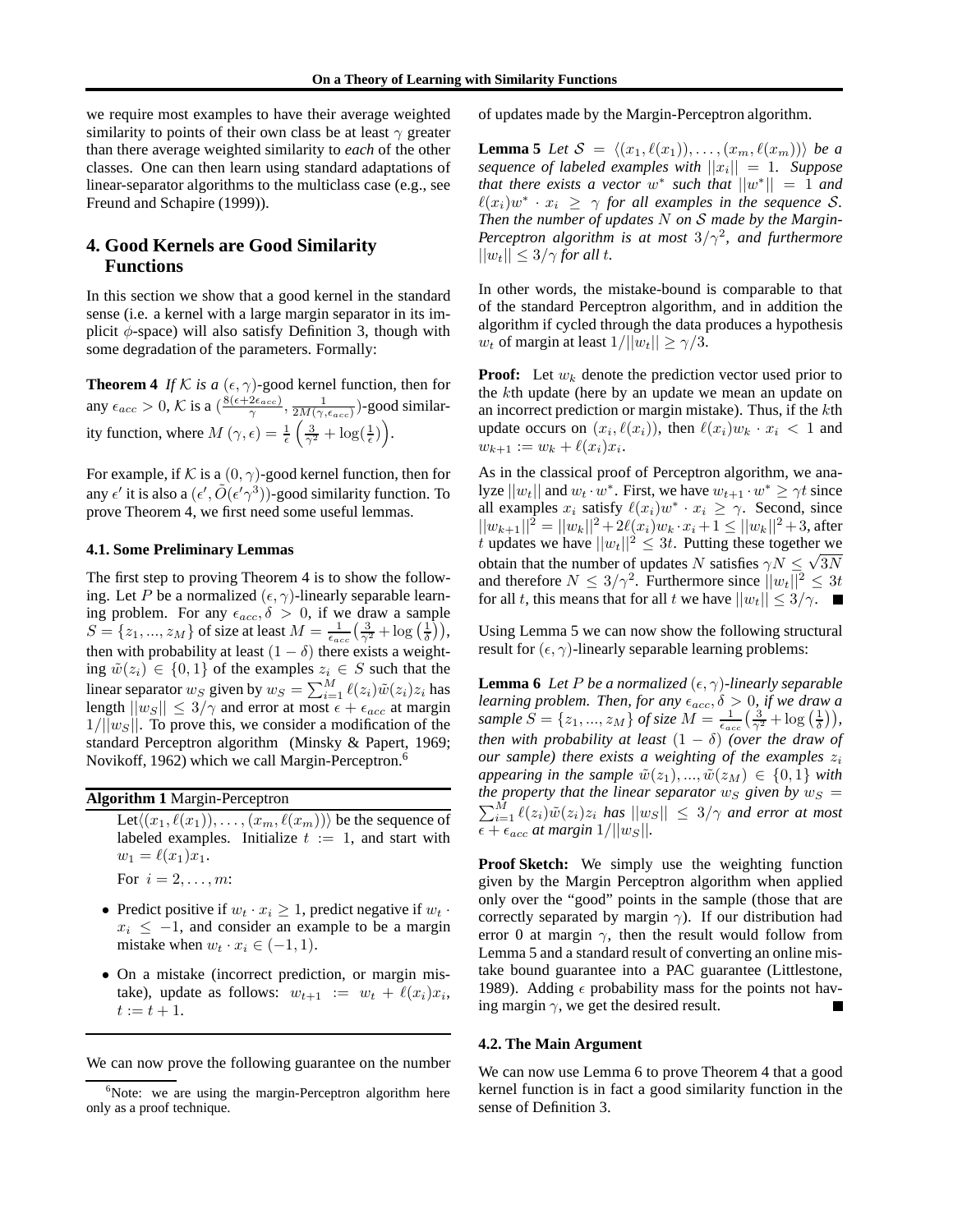we require most examples to have their average weighted similarity to points of their own class be at least $\gamma$ greater than there average weighted similarity to *each* of the other classes. One can then learn using standard adaptations of linear-separator algorithms to the multiclass case (e.g., see Freund and Schapire (1999)).

## 4. Good Kernels are Good Similarity Functions

In this section we show that a good kernel in the standard sense (i.e. a kernel with a large margin separator in its implicit $\phi$-space) will also satisfy Definition 3, though with some degradation of the parameters. Formally:

**Theorem 4** *If $\mathcal{K}$ is a $(\epsilon, \gamma)$-good kernel function, then for any $\epsilon_{acc} > 0$, $\mathcal{K}$ is a $(\frac{8(\epsilon+2\epsilon_{acc})}{\gamma}, \frac{1}{2M(\gamma,\epsilon_{acc})})$-good similarity function, where $M(\gamma, \epsilon) = \frac{1}{\epsilon}\left(\frac{3}{\gamma^2} + \log(\frac{1}{\epsilon})\right)$.*

For example, if $\mathcal{K}$ is a $(0, \gamma)$-good kernel function, then for any $\epsilon'$ it is also a $(\epsilon', \tilde{O}(\epsilon'\gamma^3))$-good similarity function. To prove Theorem 4, we first need some useful lemmas.

### 4.1. Some Preliminary Lemmas

The first step to proving Theorem 4 is to show the following. Let $P$ be a normalized $(\epsilon, \gamma)$-linearly separable learning problem. For any $\epsilon_{acc}, \delta > 0$, if we draw a sample $S = \{z_1, ..., z_M\}$ of size at least $M = \frac{1}{\epsilon_{acc}}\left(\frac{3}{\gamma^2} + \log\left(\frac{1}{\delta}\right)\right)$, then with probability at least $(1 - \delta)$ there exists a weighting $\tilde{w}(z_i) \in \{0, 1\}$ of the examples $z_i \in S$ such that the linear separator $w_S$ given by $w_S = \sum_{i=1}^{M} \ell(z_i)\tilde{w}(z_i)z_i$ has length $||w_S|| \leq 3/\gamma$ and error at most $\epsilon + \epsilon_{acc}$ at margin $1/||w_S||$. To prove this, we consider a modification of the standard Perceptron algorithm (Minsky & Papert, 1969; Novikoff, 1962) which we call Margin-Perceptron.[6]

**Algorithm 1** Margin-Perceptron

Let$\langle(x_1, \ell(x_1)), \ldots, (x_m, \ell(x_m))\rangle$ be the sequence of labeled examples. Initialize $t := 1$, and start with $w_1 = \ell(x_1)x_1$.

For $i = 2, \ldots, m$:

- Predict positive if $w_t \cdot x_i \geq 1$, predict negative if $w_t \cdot x_i \leq -1$, and consider an example to be a margin mistake when $w_t \cdot x_i \in (-1, 1)$.
- On a mistake (incorrect prediction, or margin mistake), update as follows: $w_{t+1} := w_t + \ell(x_i)x_i$, $t := t + 1$.

We can now prove the following guarantee on the number of updates made by the Margin-Perceptron algorithm.

**Lemma 5** *Let $\mathcal{S} = \langle(x_1, \ell(x_1)), \ldots, (x_m, \ell(x_m))\rangle$ be a sequence of labeled examples with $||x_i|| = 1$. Suppose that there exists a vector $w^*$ such that $||w^*|| = 1$ and $\ell(x_i)w^* \cdot x_i \geq \gamma$ for all examples in the sequence $\mathcal{S}$. Then the number of updates $N$ on $\mathcal{S}$ made by the Margin-Perceptron algorithm is at most $3/\gamma^2$, and furthermore $||w_t|| \leq 3/\gamma$ for all $t$.*

In other words, the mistake-bound is comparable to that of the standard Perceptron algorithm, and in addition the algorithm if cycled through the data produces a hypothesis $w_t$ of margin at least $1/||w_t|| \geq \gamma/3$.

**Proof:** Let $w_k$ denote the prediction vector used prior to the $k$th update (here by an update we mean an update on an incorrect prediction or margin mistake). Thus, if the $k$th update occurs on $(x_i, \ell(x_i))$, then $\ell(x_i)w_k \cdot x_i < 1$ and $w_{k+1} := w_k + \ell(x_i)x_i$.

As in the classical proof of Perceptron algorithm, we analyze $||w_t||$ and $w_t \cdot w^*$. First, we have $w_{t+1} \cdot w^* \geq \gamma t$ since all examples $x_i$ satisfy $\ell(x_i)w^* \cdot x_i \geq \gamma$. Second, since $||w_{k+1}||^2 = ||w_k||^2 + 2\ell(x_i)w_k \cdot x_i + 1 \leq ||w_k||^2 + 3$, after $t$ updates we have $||w_t||^2 \leq 3t$. Putting these together we obtain that the number of updates $N$ satisfies $\gamma N \leq \sqrt{3N}$ and therefore $N \leq 3/\gamma^2$. Furthermore since $||w_t||^2 \leq 3t$ for all $t$, this means that for all $t$ we have $||w_t|| \leq 3/\gamma$. ■

Using Lemma 5 we can now show the following structural result for $(\epsilon, \gamma)$-linearly separable learning problems:

**Lemma 6** *Let $P$ be a normalized $(\epsilon, \gamma)$-linearly separable learning problem. Then, for any $\epsilon_{acc}, \delta > 0$, if we draw a sample $S = \{z_1, ..., z_M\}$ of size $M = \frac{1}{\epsilon_{acc}}\left(\frac{3}{\gamma^2} + \log\left(\frac{1}{\delta}\right)\right)$, then with probability at least $(1 - \delta)$ (over the draw of our sample) there exists a weighting of the examples $z_i$ appearing in the sample $\tilde{w}(z_1), ..., \tilde{w}(z_M) \in \{0, 1\}$ with the property that the linear separator $w_S$ given by $w_S = \sum_{i=1}^{M} \ell(z_i)\tilde{w}(z_i)z_i$ has $||w_S|| \leq 3/\gamma$ and error at most $\epsilon + \epsilon_{acc}$ at margin $1/||w_S||$.*

**Proof Sketch:** We simply use the weighting function given by the Margin Perceptron algorithm when applied only over the "good" points in the sample (those that are correctly separated by margin $\gamma$). If our distribution had error 0 at margin $\gamma$, then the result would follow from Lemma 5 and a standard result of converting an online mistake bound guarantee into a PAC guarantee (Littlestone, 1989). Adding $\epsilon$ probability mass for the points not having margin $\gamma$, we get the desired result. ■

### 4.2. The Main Argument

We can now use Lemma 6 to prove Theorem 4 that a good kernel function is in fact a good similarity function in the sense of Definition 3.

[6] Note: we are using the margin-Perceptron algorithm here only as a proof technique.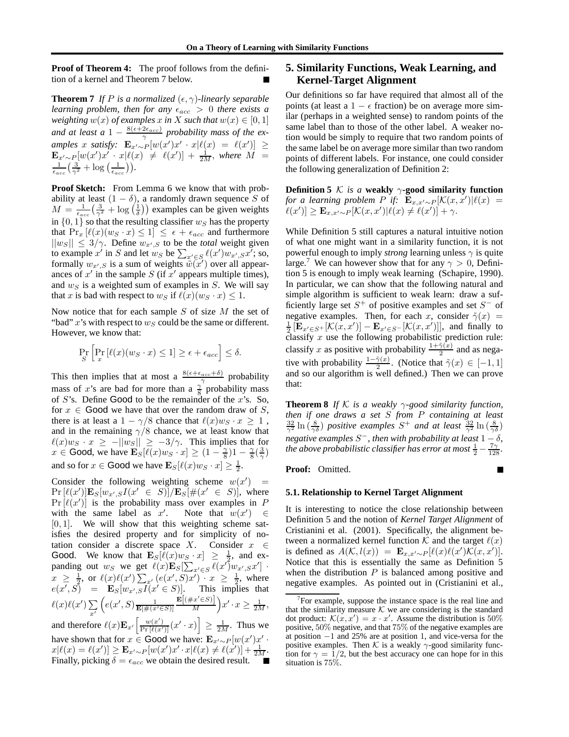**Proof of Theorem 4:** The proof follows from the definition of a kernel and Theorem 7 below. ∎

**Theorem 7** *If $P$ is a normalized $(\epsilon,\gamma)$-linearly separable learning problem, then for any $\epsilon_{acc} > 0$ there exists a weighting $w(x)$ of examples $x$ in $X$ such that $w(x) \in [0,1]$ and at least a $1 - \frac{8(\epsilon+2\epsilon_{acc})}{\gamma}$ probability mass of the examples $x$ satisfy: $\mathbf{E}_{x'\sim P}[w(x')x' \cdot x | \ell(x) = \ell(x')] \geq \mathbf{E}_{x'\sim P}[w(x')x' \cdot x | \ell(x) \neq \ell(x')] + \frac{1}{2M}$, where $M = \frac{1}{\epsilon_{acc}}\big(\frac{3}{\gamma^2} + \log\big(\frac{1}{\epsilon_{acc}}\big)\big)$.*

**Proof Sketch:** From Lemma 6 we know that with probability at least $(1-\delta)$, a randomly drawn sequence $S$ of $M = \frac{1}{\epsilon_{acc}}\big(\frac{3}{\gamma^2} + \log\big(\frac{1}{\delta}\big)\big)$ examples can be given weights in $\{0,1\}$ so that the resulting classifier $w_S$ has the property that $\Pr_x[\ell(x)(w_S \cdot x) \leq 1] \leq \epsilon + \epsilon_{acc}$ and furthermore $||w_S|| \leq 3/\gamma$. Define $w_{x',S}$ to be the *total* weight given to example $x'$ in $S$ and let $w_S$ be $\sum_{x' \in S} \ell(x') w_{x',S} x'$; so, formally $w_{x',S}$ is a sum of weights $\tilde{w}(x')$ over all appearances of $x'$ in the sample $S$ (if $x'$ appears multiple times), and $w_S$ is a weighted sum of examples in $S$. We will say that $x$ is bad with respect to $w_S$ if $\ell(x)(w_S \cdot x) \leq 1$.

Now notice that for each sample $S$ of size $M$ the set of "bad" $x$'s with respect to $w_S$ could be the same or different. However, we know that:

$$\Pr_S\left[\Pr_x[\ell(x)(w_S \cdot x) \leq 1] \geq \epsilon + \epsilon_{acc}\right] \leq \delta.$$

This then implies that at most a $\frac{8(\epsilon+\epsilon_{acc}+\delta)}{\gamma}$ probability mass of $x$'s are bad for more than a $\frac{\gamma}{8}$ probability mass of $S$'s. Define Good to be the remainder of the $x$'s. So, for $x \in$ Good we have that over the random draw of $S$, there is at least a $1 - \gamma/8$ chance that $\ell(x) w_S \cdot x \geq 1$, and in the remaining $\gamma/8$ chance, we at least know that $\ell(x) w_S \cdot x \geq -||w_S|| \geq -3/\gamma$. This implies that for $x \in$ Good, we have $\mathbf{E}_S[\ell(x) w_S \cdot x] \geq (1-\frac{\gamma}{8})1 - \frac{\gamma}{8}(\frac{3}{\gamma})$ and so for $x \in$ Good we have $\mathbf{E}_S[\ell(x) w_S \cdot x] \geq \frac{1}{2}$.

Consider the following weighting scheme $w(x') = \Pr[\ell(x')]\mathbf{E}_S[w_{x',S} I(x' \in S)]/\mathbf{E}_S[\#(x' \in S)]$, where $\Pr[\ell(x')]$ is the probability mass over examples in $P$ with the same label as $x'$. Note that $w(x') \in [0,1]$. We will show that this weighting scheme satisfies the desired property and for simplicity of notation consider a discrete space $X$. Consider $x \in$ Good. We know that $\mathbf{E}_S[\ell(x) w_S \cdot x] \geq \frac{1}{2}$, and expanding out $w_S$ we get $\ell(x)\mathbf{E}_S[\sum_{x' \in S} \ell(x') w_{x',S} x'] \cdot x \geq \frac{1}{2}$, or $\ell(x)\ell(x')\sum_{x'}(e(x',S)x') \cdot x \geq \frac{1}{2}$, where $e(x',S) = \mathbf{E}_S[w_{x',S} I(x' \in S)]$. This implies that $\ell(x)\ell(x')\sum_{x'}\Big(e(x',S)\frac{1}{\mathbf{E}[\#(x' \in S)]}\frac{\mathbf{E}[(\#x' \in S)]}{M}\Big)x' \cdot x \geq \frac{1}{2M}$, and therefore $\ell(x)\mathbf{E}_{x'}\Big[\frac{w(x')}{\Pr[\ell(x')]}(x' \cdot x)\Big] \geq \frac{1}{2M}$. Thus we have shown that for $x \in$ Good we have: $\mathbf{E}_{x'\sim P}[w(x')x' \cdot x | \ell(x) = \ell(x')] \geq \mathbf{E}_{x'\sim P}[w(x')x' \cdot x | \ell(x) \neq \ell(x')] + \frac{1}{2M}$. Finally, picking $\delta = \epsilon_{acc}$ we obtain the desired result. ∎

## 5. Similarity Functions, Weak Learning, and Kernel-Target Alignment

Our definitions so far have required that almost all of the points (at least a $1-\epsilon$ fraction) be on average more similar (perhaps in a weighted sense) to random points of the same label than to those of the other label. A weaker notion would be simply to require that two random points of the same label be on average more similar than two random points of different labels. For instance, one could consider the following generalization of Definition 2:

**Definition 5** *$\mathcal{K}$ is a* **weakly $\gamma$-good similarity function** *for a learning problem $P$ if: $\mathbf{E}_{x,x'\sim P}[\mathcal{K}(x,x') | \ell(x) = \ell(x')] \geq \mathbf{E}_{x,x'\sim P}[\mathcal{K}(x,x') | \ell(x) \neq \ell(x')] + \gamma$.*

While Definition 5 still captures a natural intuitive notion of what one might want in a similarity function, it is not powerful enough to imply *strong* learning unless $\gamma$ is quite large.[7] We can however show that for any $\gamma > 0$, Definition 5 is enough to imply weak learning (Schapire, 1990). In particular, we can show that the following natural and simple algorithm is sufficient to weak learn: draw a sufficiently large set $S^+$ of positive examples and set $S^-$ of negative examples. Then, for each $x$, consider $\tilde{\gamma}(x) = \frac{1}{2}\left[\mathbf{E}_{x'\in S^+}[\mathcal{K}(x,x')] - \mathbf{E}_{x'\in S^-}[\mathcal{K}(x,x')]\right]$, and finally to classify $x$ use the following probabilistic prediction rule: classify $x$ as positive with probability $\frac{1+\tilde{\gamma}(x)}{2}$ and as negative with probability $\frac{1-\tilde{\gamma}(x)}{2}$. (Notice that $\tilde{\gamma}(x) \in [-1,1]$ and so our algorithm is well defined.) Then we can prove that:

**Theorem 8** *If $\mathcal{K}$ is a weakly $\gamma$-good similarity function, then if one draws a set $S$ from $P$ containing at least $\frac{32}{\gamma^2}\ln\left(\frac{8}{\gamma\delta}\right)$ positive examples $S^+$ and at least $\frac{32}{\gamma^2}\ln\left(\frac{8}{\gamma\delta}\right)$ negative examples $S^-$, then with probability at least $1-\delta$, the above probabilistic classifier has error at most $\frac{1}{2} - \frac{7\gamma}{128}$.*

**Proof:** Omitted. ∎

### 5.1. Relationship to Kernel Target Alignment

It is interesting to notice the close relationship between Definition 5 and the notion of *Kernel Target Alignment* of Cristianini et al. (2001). Specifically, the alignment between a normalized kernel function $\mathcal{K}$ and the target $\ell(x)$ is defined as $A(\mathcal{K}, l(x)) = \mathbf{E}_{x,x'\sim P}[\ell(x)\ell(x')\mathcal{K}(x,x')]$. Notice that this is essentially the same as Definition 5 when the distribution $P$ is balanced among positive and negative examples. As pointed out in (Cristianini et al.,

[7] For example, suppose the instance space is the real line and that the similarity measure $\mathcal{K}$ we are considering is the standard dot product: $\mathcal{K}(x,x') = x \cdot x'$. Assume the distribution is 50% positive, 50% negative, and that 75% of the negative examples are at position $-1$ and 25% are at position 1, and vice-versa for the positive examples. Then $\mathcal{K}$ is a weakly $\gamma$-good similarity function for $\gamma = 1/2$, but the best accuracy one can hope for in this situation is 75%.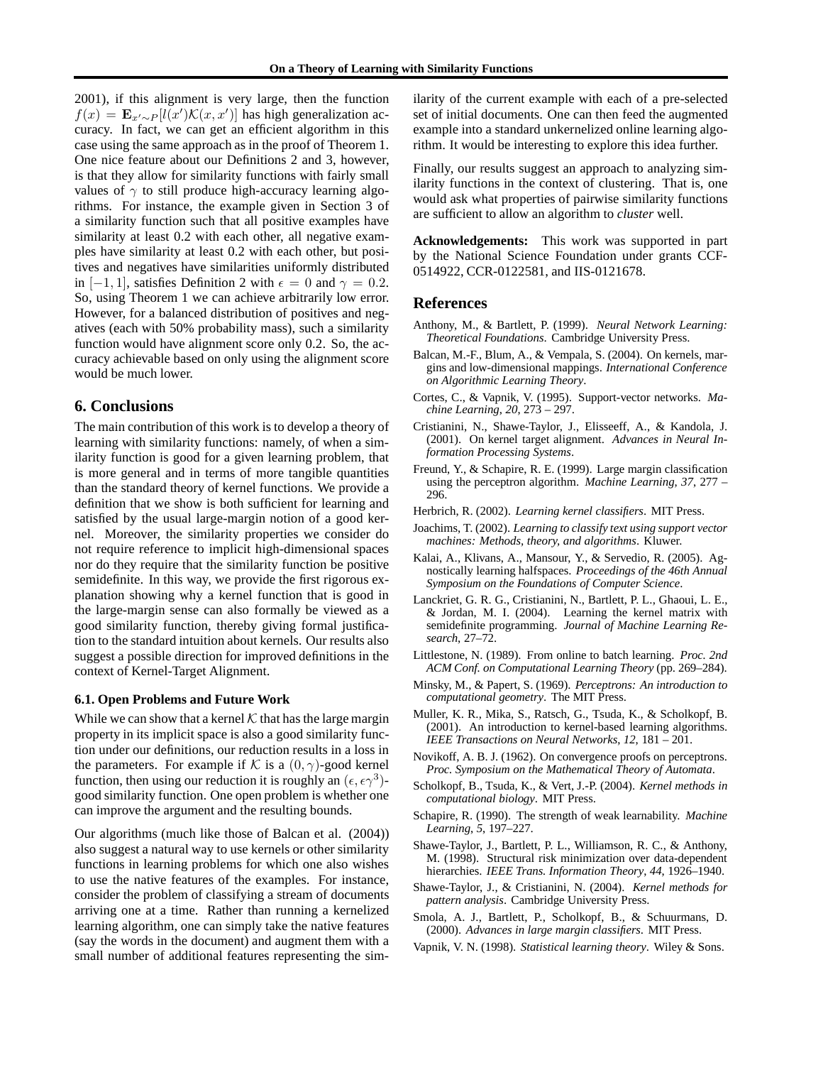2001), if this alignment is very large, then the function $f(x) = \mathbf{E}_{x' \sim P}[l(x')\mathcal{K}(x,x')]$ has high generalization accuracy. In fact, we can get an efficient algorithm in this case using the same approach as in the proof of Theorem 1. One nice feature about our Definitions 2 and 3, however, is that they allow for similarity functions with fairly small values of $\gamma$ to still produce high-accuracy learning algorithms. For instance, the example given in Section 3 of a similarity function such that all positive examples have similarity at least 0.2 with each other, all negative examples have similarity at least 0.2 with each other, but positives and negatives have similarities uniformly distributed in $[-1, 1]$, satisfies Definition 2 with $\epsilon = 0$ and $\gamma = 0.2$. So, using Theorem 1 we can achieve arbitrarily low error. However, for a balanced distribution of positives and negatives (each with 50% probability mass), such a similarity function would have alignment score only 0.2. So, the accuracy achievable based on only using the alignment score would be much lower.

## 6. Conclusions

The main contribution of this work is to develop a theory of learning with similarity functions: namely, of when a similarity function is good for a given learning problem, that is more general and in terms of more tangible quantities than the standard theory of kernel functions. We provide a definition that we show is both sufficient for learning and satisfied by the usual large-margin notion of a good kernel. Moreover, the similarity properties we consider do not require reference to implicit high-dimensional spaces nor do they require that the similarity function be positive semidefinite. In this way, we provide the first rigorous explanation showing why a kernel function that is good in the large-margin sense can also formally be viewed as a good similarity function, thereby giving formal justification to the standard intuition about kernels. Our results also suggest a possible direction for improved definitions in the context of Kernel-Target Alignment.

### 6.1. Open Problems and Future Work

While we can show that a kernel $\mathcal{K}$ that has the large margin property in its implicit space is also a good similarity function under our definitions, our reduction results in a loss in the parameters. For example if $\mathcal{K}$ is a $(0, \gamma)$-good kernel function, then using our reduction it is roughly an $(\epsilon, \epsilon\gamma^3)$-good similarity function. One open problem is whether one can improve the argument and the resulting bounds.

Our algorithms (much like those of Balcan et al. (2004)) also suggest a natural way to use kernels or other similarity functions in learning problems for which one also wishes to use the native features of the examples. For instance, consider the problem of classifying a stream of documents arriving one at a time. Rather than running a kernelized learning algorithm, one can simply take the native features (say the words in the document) and augment them with a small number of additional features representing the similarity of the current example with each of a pre-selected set of initial documents. One can then feed the augmented example into a standard unkernelized online learning algorithm. It would be interesting to explore this idea further.

Finally, our results suggest an approach to analyzing similarity functions in the context of clustering. That is, one would ask what properties of pairwise similarity functions are sufficient to allow an algorithm to *cluster* well.

**Acknowledgements:** This work was supported in part by the National Science Foundation under grants CCF-0514922, CCR-0122581, and IIS-0121678.

## References

Anthony, M., & Bartlett, P. (1999). *Neural Network Learning: Theoretical Foundations*. Cambridge University Press.

Balcan, M.-F., Blum, A., & Vempala, S. (2004). On kernels, margins and low-dimensional mappings. *International Conference on Algorithmic Learning Theory*.

Cortes, C., & Vapnik, V. (1995). Support-vector networks. *Machine Learning*, *20*, 273 – 297.

Cristianini, N., Shawe-Taylor, J., Elisseeff, A., & Kandola, J. (2001). On kernel target alignment. *Advances in Neural Information Processing Systems*.

Freund, Y., & Schapire, R. E. (1999). Large margin classification using the perceptron algorithm. *Machine Learning*, *37*, 277 – 296.

Herbrich, R. (2002). *Learning kernel classifiers*. MIT Press.

Joachims, T. (2002). *Learning to classify text using support vector machines: Methods, theory, and algorithms*. Kluwer.

Kalai, A., Klivans, A., Mansour, Y., & Servedio, R. (2005). Agnostically learning halfspaces. *Proceedings of the 46th Annual Symposium on the Foundations of Computer Science*.

Lanckriet, G. R. G., Cristianini, N., Bartlett, P. L., Ghaoui, L. E., & Jordan, M. I. (2004). Learning the kernel matrix with semidefinite programming. *Journal of Machine Learning Research*, 27–72.

Littlestone, N. (1989). From online to batch learning. *Proc. 2nd ACM Conf. on Computational Learning Theory* (pp. 269–284).

Minsky, M., & Papert, S. (1969). *Perceptrons: An introduction to computational geometry*. The MIT Press.

Muller, K. R., Mika, S., Ratsch, G., Tsuda, K., & Scholkopf, B. (2001). An introduction to kernel-based learning algorithms. *IEEE Transactions on Neural Networks*, *12*, 181 – 201.

Novikoff, A. B. J. (1962). On convergence proofs on perceptrons. *Proc. Symposium on the Mathematical Theory of Automata*.

Scholkopf, B., Tsuda, K., & Vert, J.-P. (2004). *Kernel methods in computational biology*. MIT Press.

Schapire, R. (1990). The strength of weak learnability. *Machine Learning*, *5*, 197–227.

Shawe-Taylor, J., Bartlett, P. L., Williamson, R. C., & Anthony, M. (1998). Structural risk minimization over data-dependent hierarchies. *IEEE Trans. Information Theory*, *44*, 1926–1940.

Shawe-Taylor, J., & Cristianini, N. (2004). *Kernel methods for pattern analysis*. Cambridge University Press.

Smola, A. J., Bartlett, P., Scholkopf, B., & Schuurmans, D. (2000). *Advances in large margin classifiers*. MIT Press.

Vapnik, V. N. (1998). *Statistical learning theory*. Wiley & Sons.